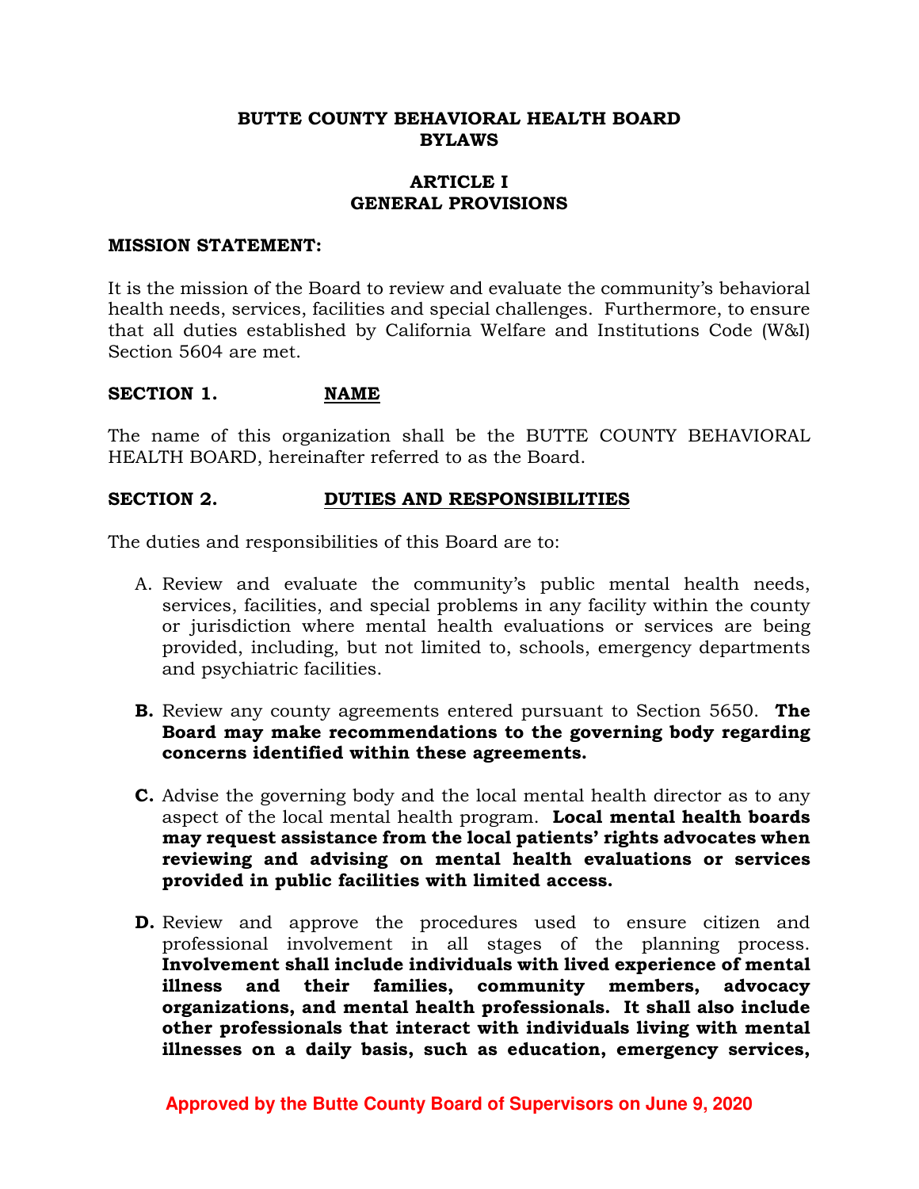# BUTTE COUNTY BEHAVIORAL HEALTH BOARD BYLAWS

## ARTICLE I GENERAL PROVISIONS

**MISSION STATEMENT:**

It is the mission of the Board to review and evaluate the community's behavioral health needs, services, facilities and special challenges. Furthermore, to ensure that all duties established by California Welfare and Institutions Code (W&I) Section 5604 are met.

### SECTION 1. NAME

The name of this organization shall be the BUTTE COUNTY BEHAVIORAL HEALTH BOARD, hereinafter referred to as the Board.

### SECTION 2. DUTIES AND RESPONSIBILITIES

The duties and responsibilities of this Board are to:

A. Review and evaluate the community's public mental health needs, services, facilities, and special problems in any facility within the county or jurisdiction where mental health evaluations or services are being provided, including, but not limited to, schools, emergency departments and psychiatric facilities.

**B.** Review any county agreements entered pursuant to Section 5650. **The Board may make recommendations to the governing body regarding concerns identified within these agreements.**

**C.** Advise the governing body and the local mental health director as to any aspect of the local mental health program. **Local mental health boards may request assistance from the local patients' rights advocates when reviewing and advising on mental health evaluations or services provided in public facilities with limited access.**

**D.** Review and approve the procedures used to ensure citizen and professional involvement in all stages of the planning process. **Involvement shall include individuals with lived experience of mental illness and their families, community members, advocacy organizations, and mental health professionals. It shall also include other professionals that interact with individuals living with mental illnesses on a daily basis, such as education, emergency services,**

Approved by the Butte County Board of Supervisors on June 9, 2020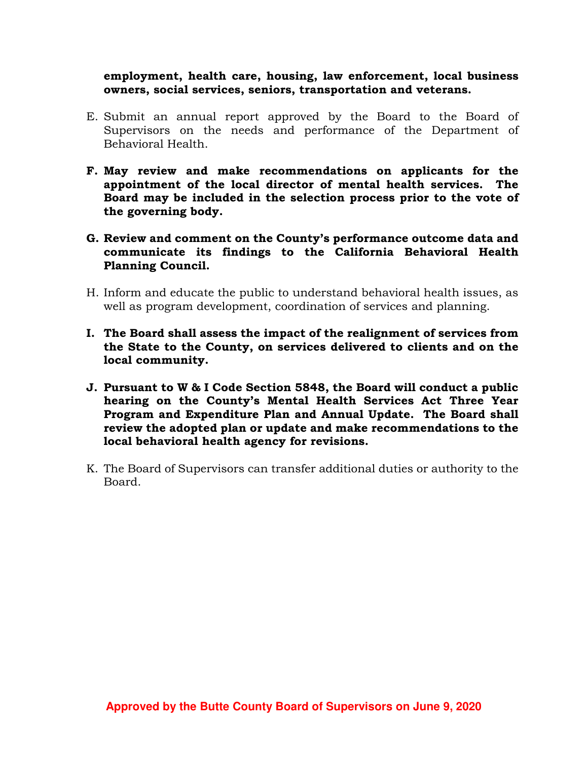**employment, health care, housing, law enforcement, local business owners, social services, seniors, transportation and veterans.**

E. Submit an annual report approved by the Board to the Board of Supervisors on the needs and performance of the Department of Behavioral Health.

**F. May review and make recommendations on applicants for the appointment of the local director of mental health services. The Board may be included in the selection process prior to the vote of the governing body.**

**G. Review and comment on the County's performance outcome data and communicate its findings to the California Behavioral Health Planning Council.**

H. Inform and educate the public to understand behavioral health issues, as well as program development, coordination of services and planning.

**I. The Board shall assess the impact of the realignment of services from the State to the County, on services delivered to clients and on the local community.**

**J. Pursuant to W & I Code Section 5848, the Board will conduct a public hearing on the County's Mental Health Services Act Three Year Program and Expenditure Plan and Annual Update. The Board shall review the adopted plan or update and make recommendations to the local behavioral health agency for revisions.**

K. The Board of Supervisors can transfer additional duties or authority to the Board.

**Approved by the Butte County Board of Supervisors on June 9, 2020**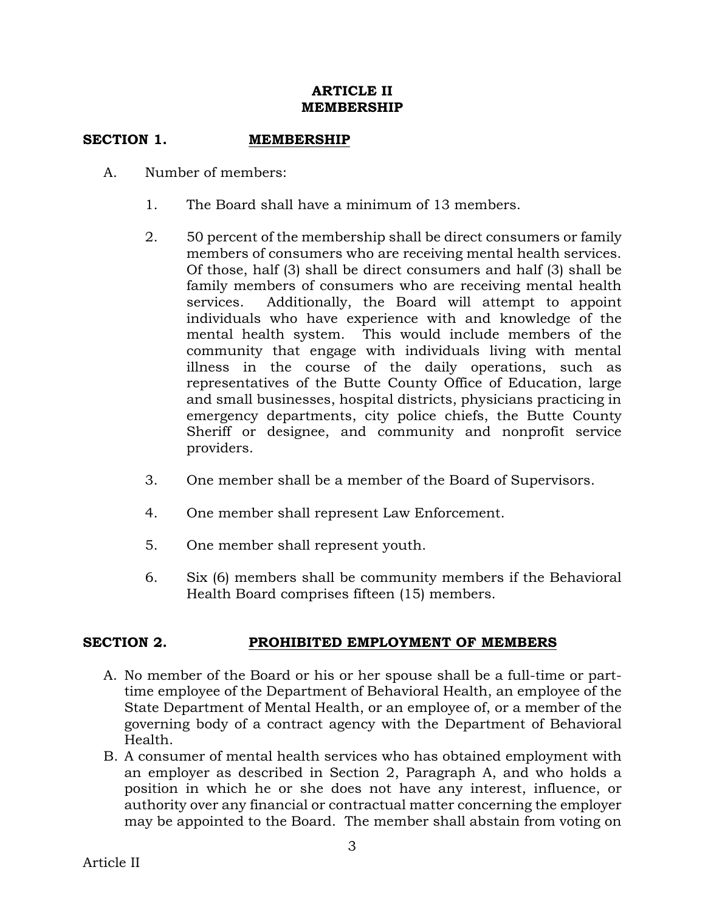# ARTICLE II
# MEMBERSHIP

## SECTION 1. MEMBERSHIP

A. Number of members:

1. The Board shall have a minimum of 13 members.

2. 50 percent of the membership shall be direct consumers or family members of consumers who are receiving mental health services. Of those, half (3) shall be direct consumers and half (3) shall be family members of consumers who are receiving mental health services. Additionally, the Board will attempt to appoint individuals who have experience with and knowledge of the mental health system. This would include members of the community that engage with individuals living with mental illness in the course of the daily operations, such as representatives of the Butte County Office of Education, large and small businesses, hospital districts, physicians practicing in emergency departments, city police chiefs, the Butte County Sheriff or designee, and community and nonprofit service providers.

3. One member shall be a member of the Board of Supervisors.

4. One member shall represent Law Enforcement.

5. One member shall represent youth.

6. Six (6) members shall be community members if the Behavioral Health Board comprises fifteen (15) members.

## SECTION 2. PROHIBITED EMPLOYMENT OF MEMBERS

A. No member of the Board or his or her spouse shall be a full-time or part-time employee of the Department of Behavioral Health, an employee of the State Department of Mental Health, or an employee of, or a member of the governing body of a contract agency with the Department of Behavioral Health.

B. A consumer of mental health services who has obtained employment with an employer as described in Section 2, Paragraph A, and who holds a position in which he or she does not have any interest, influence, or authority over any financial or contractual matter concerning the employer may be appointed to the Board. The member shall abstain from voting on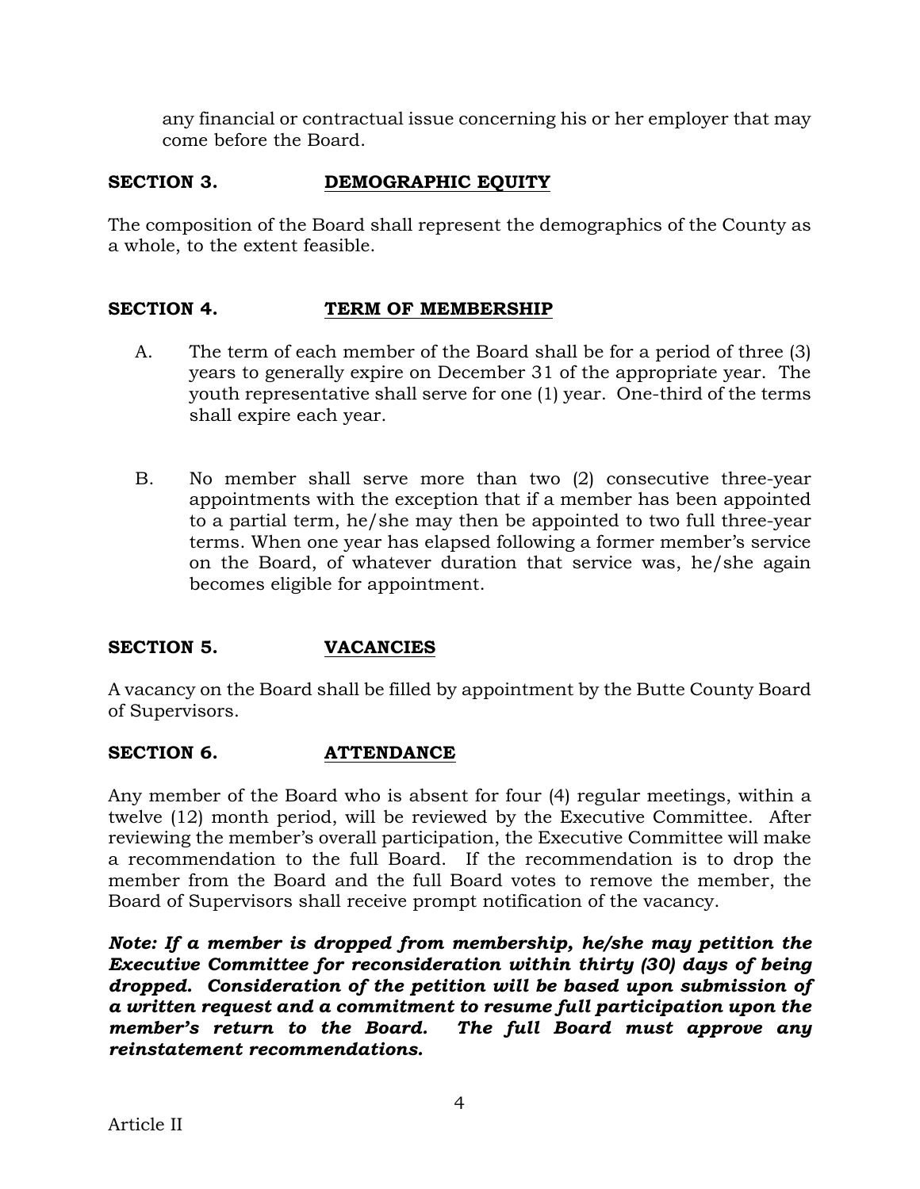any financial or contractual issue concerning his or her employer that may come before the Board.

## SECTION 3. DEMOGRAPHIC EQUITY

The composition of the Board shall represent the demographics of the County as a whole, to the extent feasible.

## SECTION 4. TERM OF MEMBERSHIP

A. The term of each member of the Board shall be for a period of three (3) years to generally expire on December 31 of the appropriate year. The youth representative shall serve for one (1) year. One-third of the terms shall expire each year.

B. No member shall serve more than two (2) consecutive three-year appointments with the exception that if a member has been appointed to a partial term, he/she may then be appointed to two full three-year terms. When one year has elapsed following a former member's service on the Board, of whatever duration that service was, he/she again becomes eligible for appointment.

## SECTION 5. VACANCIES

A vacancy on the Board shall be filled by appointment by the Butte County Board of Supervisors.

## SECTION 6. ATTENDANCE

Any member of the Board who is absent for four (4) regular meetings, within a twelve (12) month period, will be reviewed by the Executive Committee. After reviewing the member's overall participation, the Executive Committee will make a recommendation to the full Board. If the recommendation is to drop the member from the Board and the full Board votes to remove the member, the Board of Supervisors shall receive prompt notification of the vacancy.

***Note: If a member is dropped from membership, he/she may petition the Executive Committee for reconsideration within thirty (30) days of being dropped. Consideration of the petition will be based upon submission of a written request and a commitment to resume full participation upon the member's return to the Board. The full Board must approve any reinstatement recommendations.***

Article II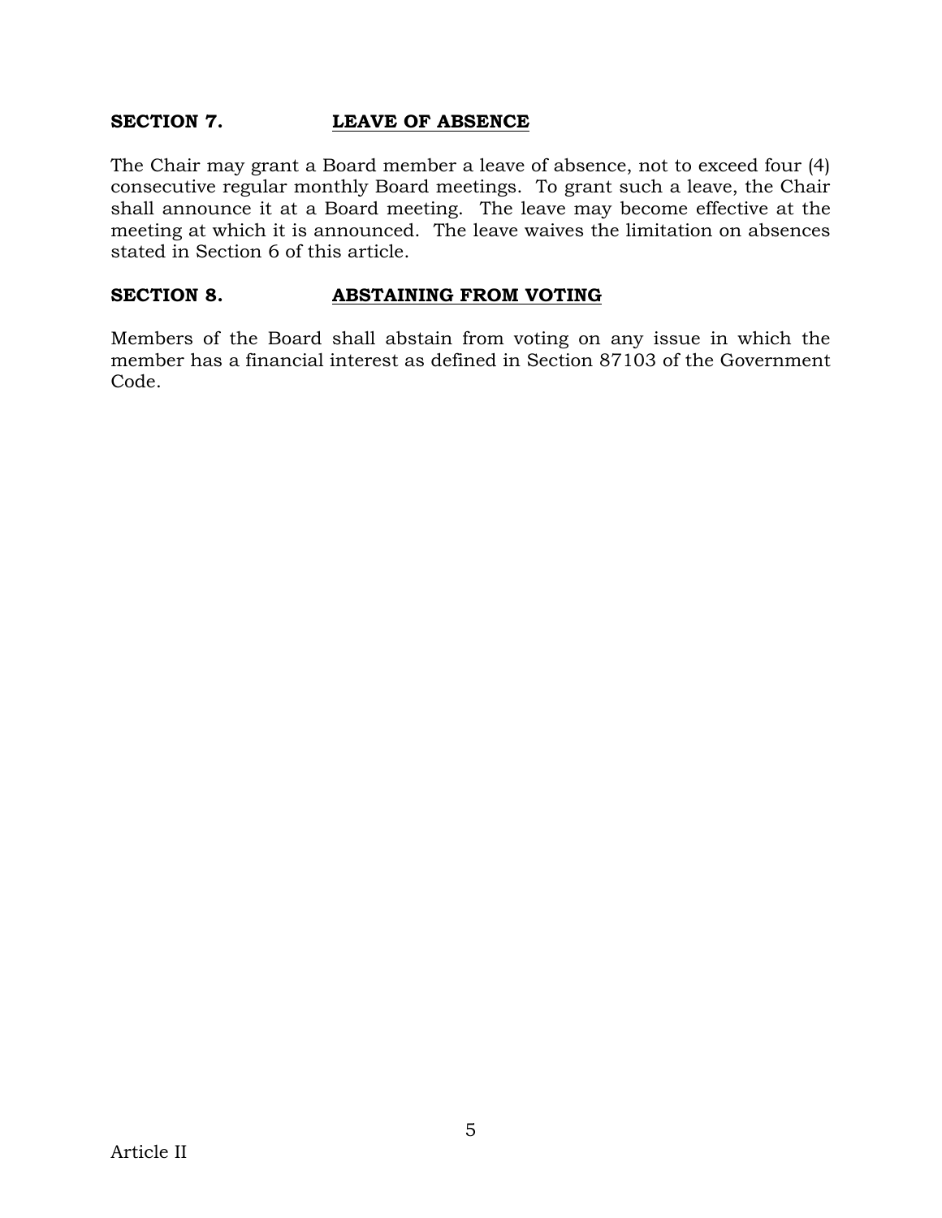## SECTION 7. LEAVE OF ABSENCE

The Chair may grant a Board member a leave of absence, not to exceed four (4) consecutive regular monthly Board meetings. To grant such a leave, the Chair shall announce it at a Board meeting. The leave may become effective at the meeting at which it is announced. The leave waives the limitation on absences stated in Section 6 of this article.

## SECTION 8. ABSTAINING FROM VOTING

Members of the Board shall abstain from voting on any issue in which the member has a financial interest as defined in Section 87103 of the Government Code.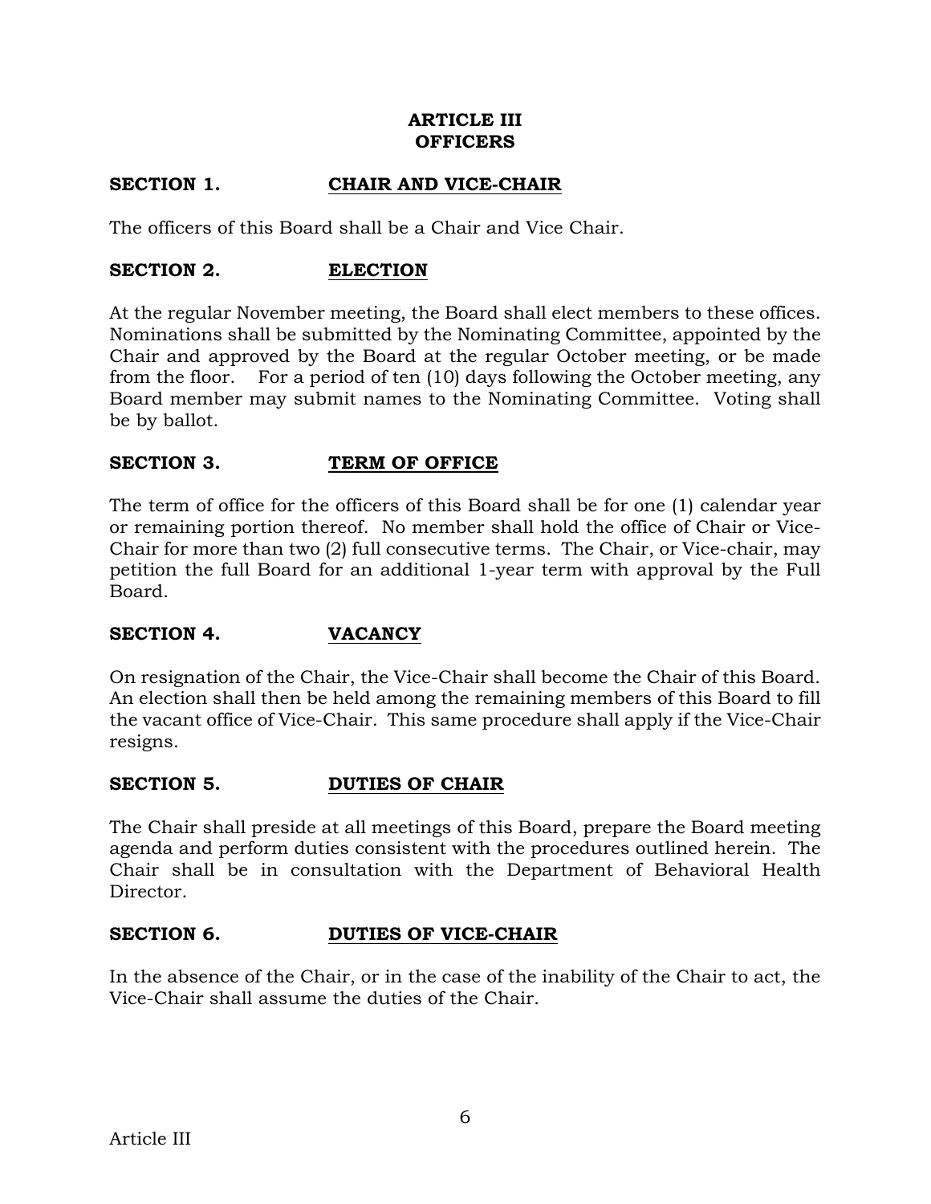# ARTICLE III
# OFFICERS

## SECTION 1. CHAIR AND VICE-CHAIR

The officers of this Board shall be a Chair and Vice Chair.

## SECTION 2. ELECTION

At the regular November meeting, the Board shall elect members to these offices. Nominations shall be submitted by the Nominating Committee, appointed by the Chair and approved by the Board at the regular October meeting, or be made from the floor. For a period of ten (10) days following the October meeting, any Board member may submit names to the Nominating Committee. Voting shall be by ballot.

## SECTION 3. TERM OF OFFICE

The term of office for the officers of this Board shall be for one (1) calendar year or remaining portion thereof. No member shall hold the office of Chair or Vice-Chair for more than two (2) full consecutive terms. The Chair, or Vice-chair, may petition the full Board for an additional 1-year term with approval by the Full Board.

## SECTION 4. VACANCY

On resignation of the Chair, the Vice-Chair shall become the Chair of this Board. An election shall then be held among the remaining members of this Board to fill the vacant office of Vice-Chair. This same procedure shall apply if the Vice-Chair resigns.

## SECTION 5. DUTIES OF CHAIR

The Chair shall preside at all meetings of this Board, prepare the Board meeting agenda and perform duties consistent with the procedures outlined herein. The Chair shall be in consultation with the Department of Behavioral Health Director.

## SECTION 6. DUTIES OF VICE-CHAIR

In the absence of the Chair, or in the case of the inability of the Chair to act, the Vice-Chair shall assume the duties of the Chair.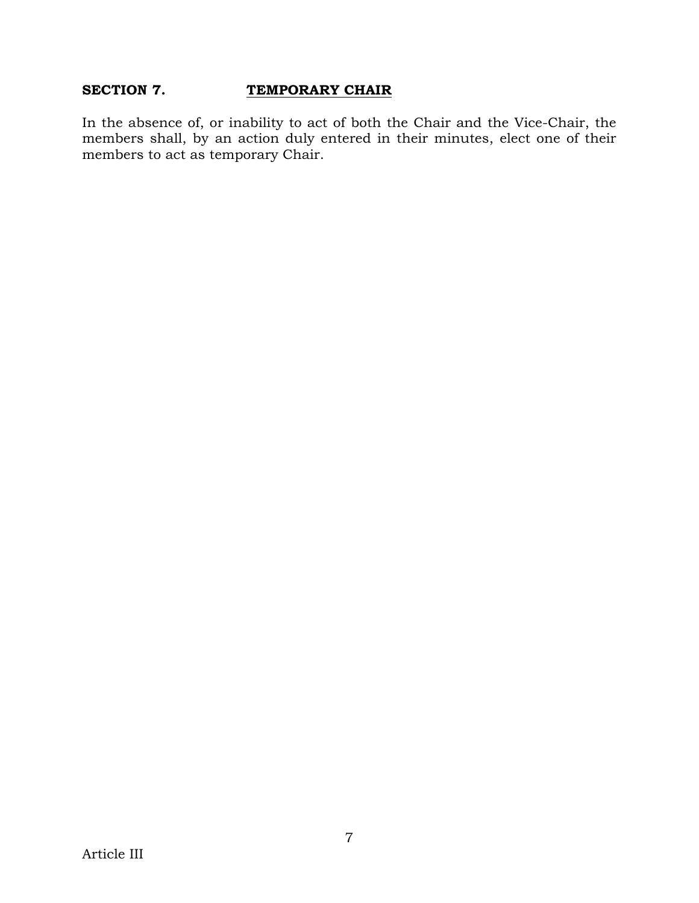## SECTION 7. <u>TEMPORARY CHAIR</u>

In the absence of, or inability to act of both the Chair and the Vice-Chair, the members shall, by an action duly entered in their minutes, elect one of their members to act as temporary Chair.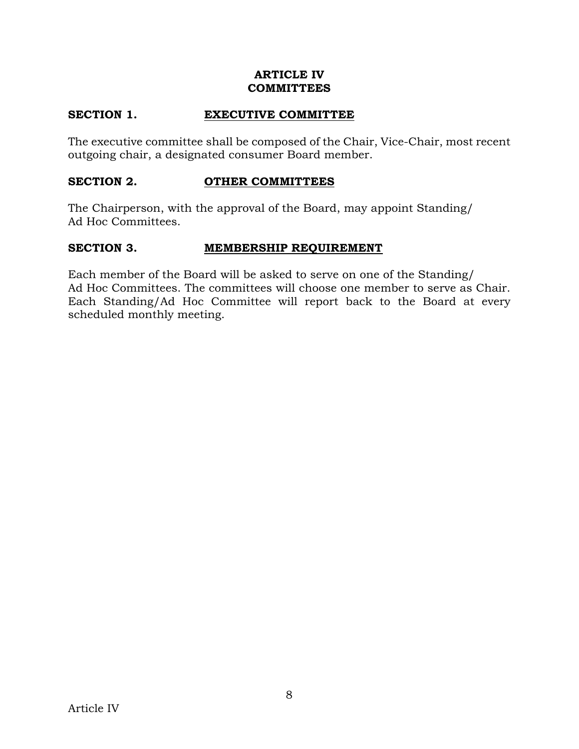# ARTICLE IV
# COMMITTEES

## SECTION 1. <u>EXECUTIVE COMMITTEE</u>

The executive committee shall be composed of the Chair, Vice-Chair, most recent outgoing chair, a designated consumer Board member.

## SECTION 2. <u>OTHER COMMITTEES</u>

The Chairperson, with the approval of the Board, may appoint Standing/ Ad Hoc Committees.

## SECTION 3. <u>MEMBERSHIP REQUIREMENT</u>

Each member of the Board will be asked to serve on one of the Standing/ Ad Hoc Committees. The committees will choose one member to serve as Chair. Each Standing/Ad Hoc Committee will report back to the Board at every scheduled monthly meeting.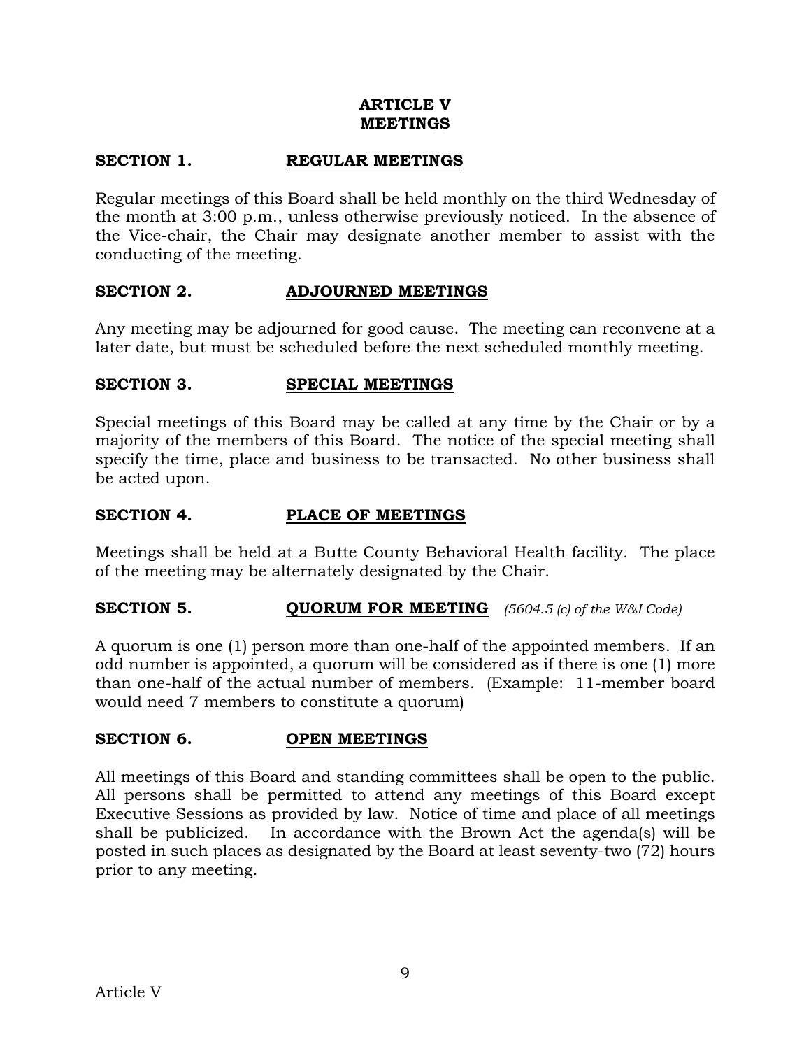# ARTICLE V
# MEETINGS

## SECTION 1. <u>REGULAR MEETINGS</u>

Regular meetings of this Board shall be held monthly on the third Wednesday of the month at 3:00 p.m., unless otherwise previously noticed. In the absence of the Vice-chair, the Chair may designate another member to assist with the conducting of the meeting.

## SECTION 2. <u>ADJOURNED MEETINGS</u>

Any meeting may be adjourned for good cause. The meeting can reconvene at a later date, but must be scheduled before the next scheduled monthly meeting.

## SECTION 3. <u>SPECIAL MEETINGS</u>

Special meetings of this Board may be called at any time by the Chair or by a majority of the members of this Board. The notice of the special meeting shall specify the time, place and business to be transacted. No other business shall be acted upon.

## SECTION 4. <u>PLACE OF MEETINGS</u>

Meetings shall be held at a Butte County Behavioral Health facility. The place of the meeting may be alternately designated by the Chair.

## SECTION 5. <u>QUORUM FOR MEETING</u> *(5604.5 (c) of the W&I Code)*

A quorum is one (1) person more than one-half of the appointed members. If an odd number is appointed, a quorum will be considered as if there is one (1) more than one-half of the actual number of members. (Example: 11-member board would need 7 members to constitute a quorum)

## SECTION 6. <u>OPEN MEETINGS</u>

All meetings of this Board and standing committees shall be open to the public. All persons shall be permitted to attend any meetings of this Board except Executive Sessions as provided by law. Notice of time and place of all meetings shall be publicized. In accordance with the Brown Act the agenda(s) will be posted in such places as designated by the Board at least seventy-two (72) hours prior to any meeting.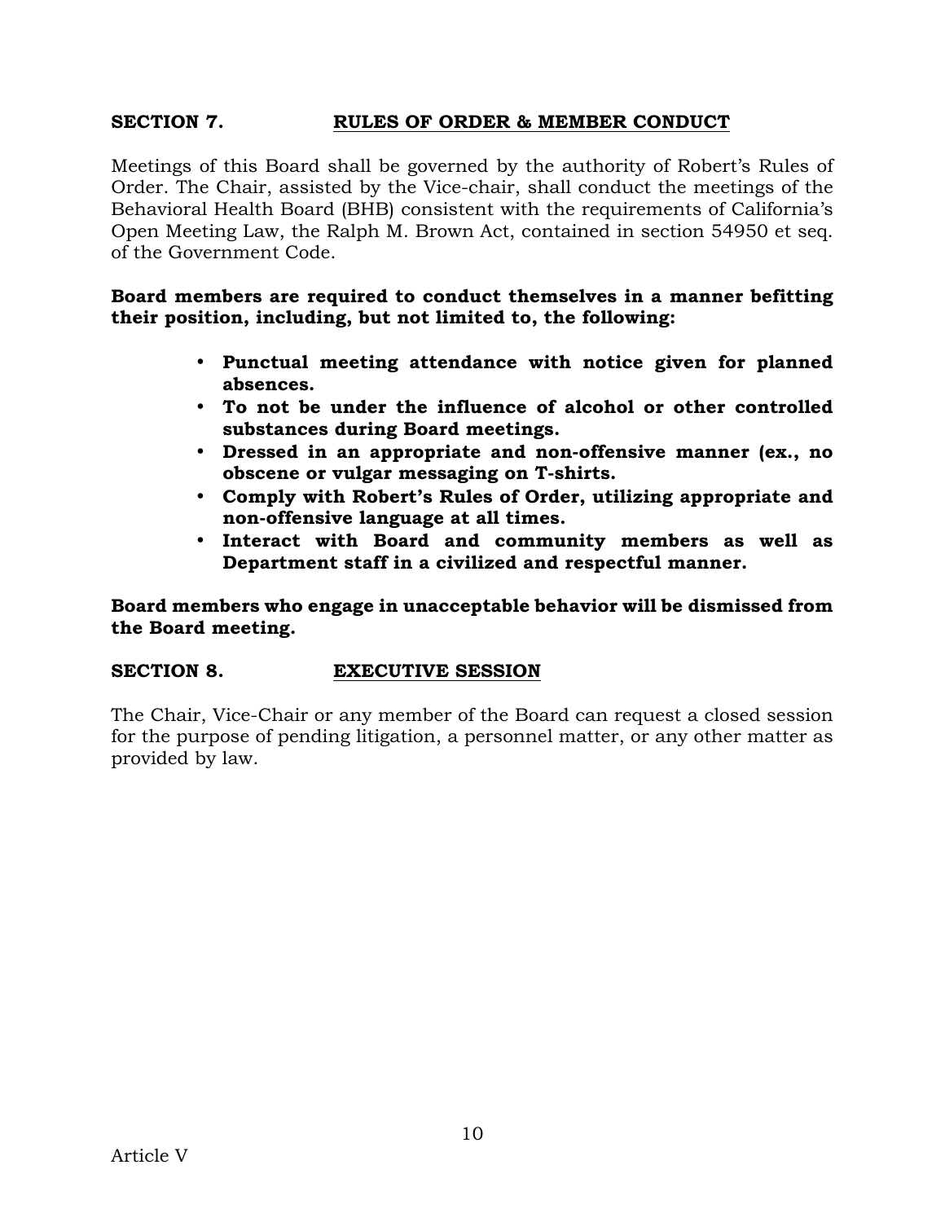### SECTION 7. RULES OF ORDER & MEMBER CONDUCT

Meetings of this Board shall be governed by the authority of Robert's Rules of Order. The Chair, assisted by the Vice-chair, shall conduct the meetings of the Behavioral Health Board (BHB) consistent with the requirements of California's Open Meeting Law, the Ralph M. Brown Act, contained in section 54950 et seq. of the Government Code.

**Board members are required to conduct themselves in a manner befitting their position, including, but not limited to, the following:**

- **Punctual meeting attendance with notice given for planned absences.**
- **To not be under the influence of alcohol or other controlled substances during Board meetings.**
- **Dressed in an appropriate and non-offensive manner (ex., no obscene or vulgar messaging on T-shirts.**
- **Comply with Robert's Rules of Order, utilizing appropriate and non-offensive language at all times.**
- **Interact with Board and community members as well as Department staff in a civilized and respectful manner.**

**Board members who engage in unacceptable behavior will be dismissed from the Board meeting.**

### SECTION 8. EXECUTIVE SESSION

The Chair, Vice-Chair or any member of the Board can request a closed session for the purpose of pending litigation, a personnel matter, or any other matter as provided by law.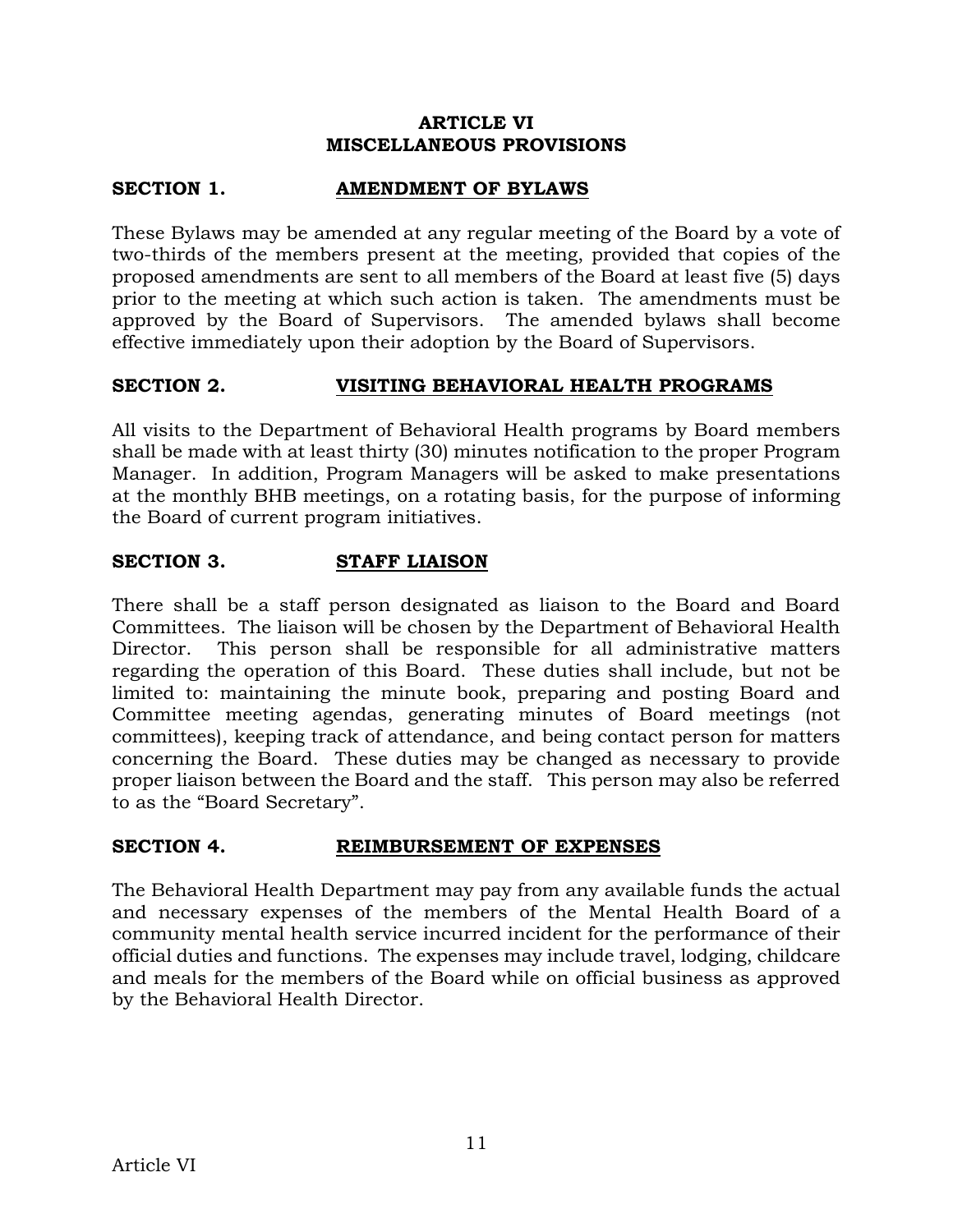# ARTICLE VI
# MISCELLANEOUS PROVISIONS

## SECTION 1. AMENDMENT OF BYLAWS

These Bylaws may be amended at any regular meeting of the Board by a vote of two-thirds of the members present at the meeting, provided that copies of the proposed amendments are sent to all members of the Board at least five (5) days prior to the meeting at which such action is taken. The amendments must be approved by the Board of Supervisors. The amended bylaws shall become effective immediately upon their adoption by the Board of Supervisors.

## SECTION 2. VISITING BEHAVIORAL HEALTH PROGRAMS

All visits to the Department of Behavioral Health programs by Board members shall be made with at least thirty (30) minutes notification to the proper Program Manager. In addition, Program Managers will be asked to make presentations at the monthly BHB meetings, on a rotating basis, for the purpose of informing the Board of current program initiatives.

## SECTION 3. STAFF LIAISON

There shall be a staff person designated as liaison to the Board and Board Committees. The liaison will be chosen by the Department of Behavioral Health Director. This person shall be responsible for all administrative matters regarding the operation of this Board. These duties shall include, but not be limited to: maintaining the minute book, preparing and posting Board and Committee meeting agendas, generating minutes of Board meetings (not committees), keeping track of attendance, and being contact person for matters concerning the Board. These duties may be changed as necessary to provide proper liaison between the Board and the staff. This person may also be referred to as the "Board Secretary".

## SECTION 4. REIMBURSEMENT OF EXPENSES

The Behavioral Health Department may pay from any available funds the actual and necessary expenses of the members of the Mental Health Board of a community mental health service incurred incident for the performance of their official duties and functions. The expenses may include travel, lodging, childcare and meals for the members of the Board while on official business as approved by the Behavioral Health Director.